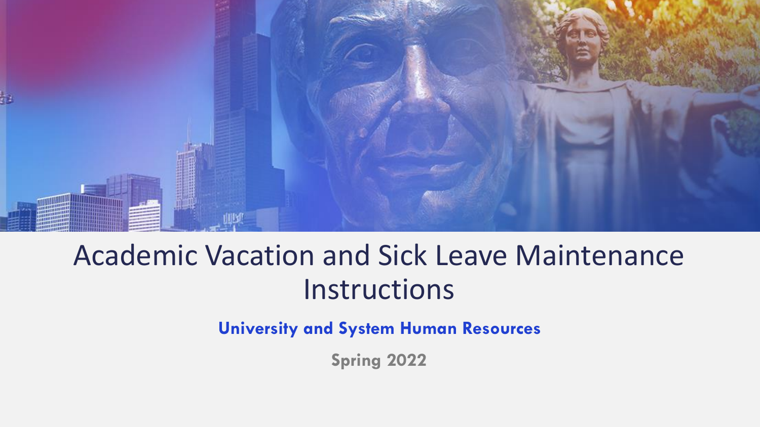# Academic Vacation and Sick Leave Maintenance Instructions

**University and System Human Resources**

**Spring 2022**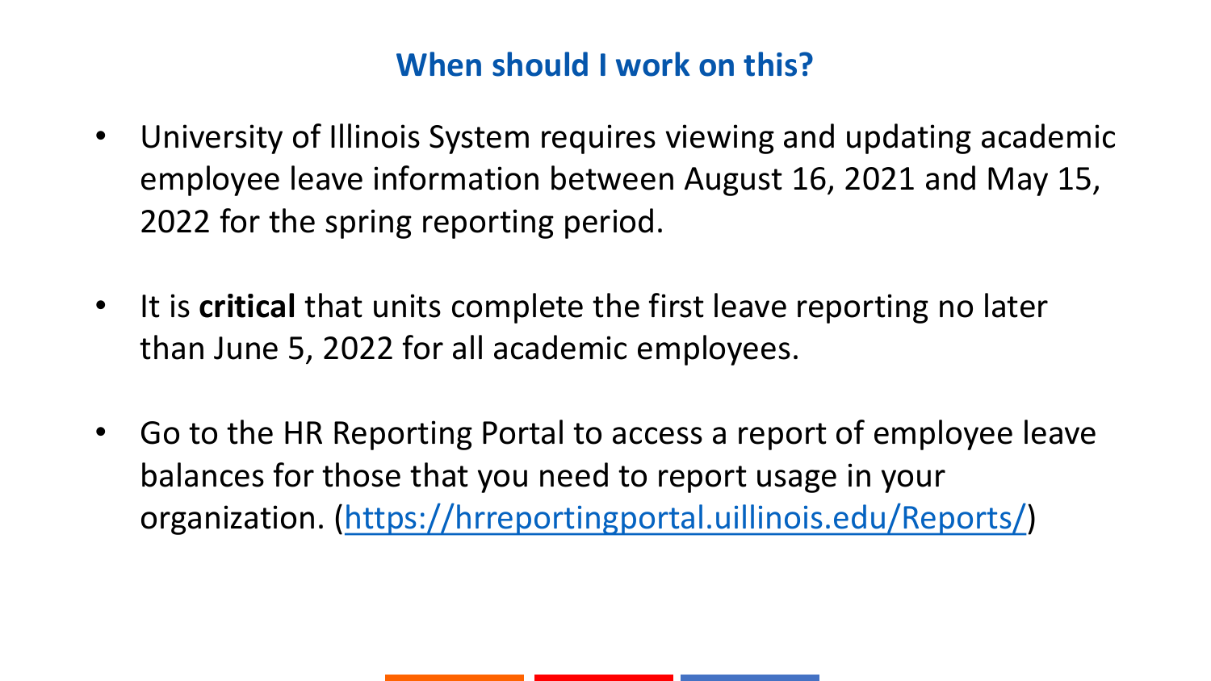## When should I work on this?

- University of Illinois System requires viewing and updating academic employee leave information between August 16, 2021 and May 15, 2022 for the spring reporting period.
- It is **critical** that units complete the first leave reporting no later than June 5, 2022 for all academic employees.
- Go to the HR Reporting Portal to access a report of employee leave balances for those that you need to report usage in your organization. ([https://hrreportingportal.uillinois.edu/Reports/](https://hrreportingportal.uillinois.edu/Reports/))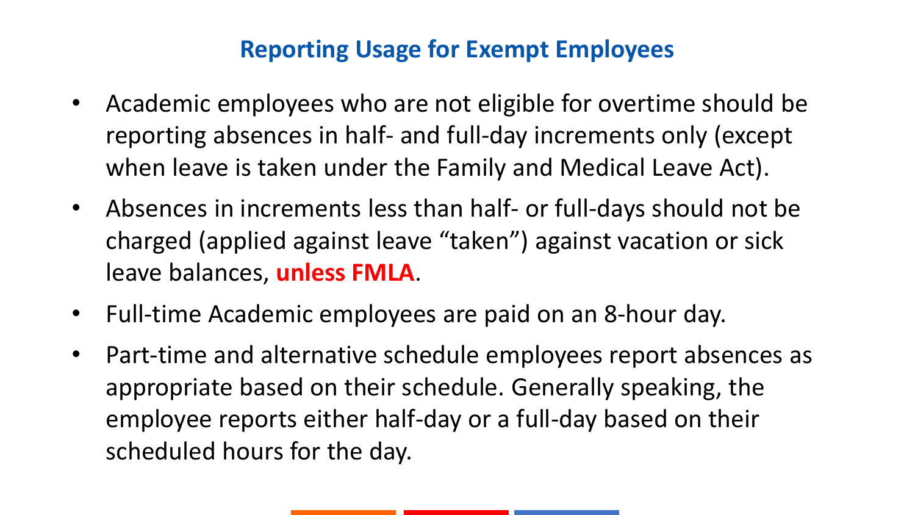## Reporting Usage for Exempt Employees

- Academic employees who are not eligible for overtime should be reporting absences in half- and full-day increments only (except when leave is taken under the Family and Medical Leave Act).
- Absences in increments less than half- or full-days should not be charged (applied against leave "taken") against vacation or sick leave balances, **unless FMLA**.
- Full-time Academic employees are paid on an 8-hour day.
- Part-time and alternative schedule employees report absences as appropriate based on their schedule. Generally speaking, the employee reports either half-day or a full-day based on their scheduled hours for the day.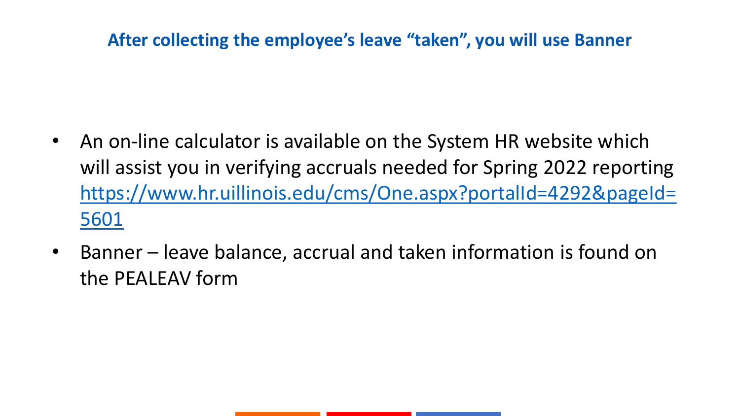## After collecting the employee's leave "taken", you will use Banner

- An on-line calculator is available on the System HR website which will assist you in verifying accruals needed for Spring 2022 reporting [https://www.hr.uillinois.edu/cms/One.aspx?portalId=4292&pageId=5601](https://www.hr.uillinois.edu/cms/One.aspx?portalId=4292&pageId=5601)
- Banner – leave balance, accrual and taken information is found on the PEALEAV form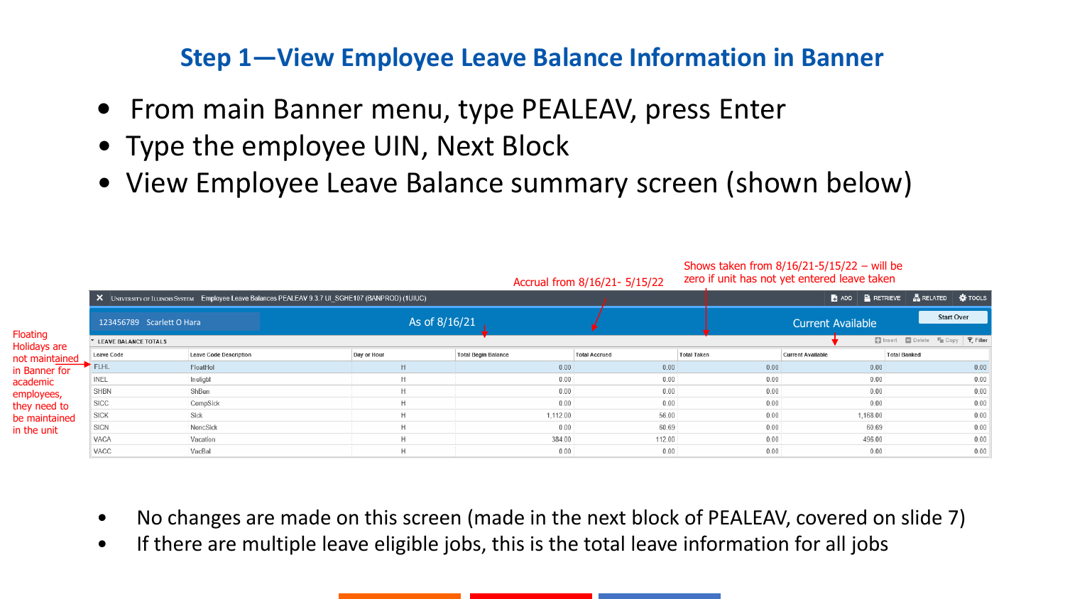## Step 1—View Employee Leave Balance Information in Banner

- From main Banner menu, type PEALEAV, press Enter
- Type the employee UIN, Next Block
- View Employee Leave Balance summary screen (shown below)

Accrual from 8/16/21- 5/15/22

Shows taken from 8/16/21-5/15/22 – will be zero if unit has not yet entered leave taken

University of Illinois System   Employee Leave Balances PEALEAV 9.3.7 UI_SGHE107 (BANPROD) (1UIUC)

123456789 Scarlett O Hara — As of 8/16/21 — Current Available

Floating Holidays are not maintained in Banner for academic employees, they need to be maintained in the unit

LEAVE BALANCE TOTALS

| Leave Code | Leave Code Description | Day or Hour | Total Begin Balance | Total Accrued | Total Taken | Current Available | Total Banked |
|---|---|---|---|---|---|---|---|
| FLHL | FloatHol | H | 0.00 | 0.00 | 0.00 | 0.00 | 0.00 |
| INEL | Ineligbl | H | 0.00 | 0.00 | 0.00 | 0.00 | 0.00 |
| SHBN | ShBen | H | 0.00 | 0.00 | 0.00 | 0.00 | 0.00 |
| SICC | CompSick | H | 0.00 | 0.00 | 0.00 | 0.00 | 0.00 |
| SICK | Sick | H | 1,112.00 | 56.00 | 0.00 | 1,168.00 | 0.00 |
| SICN | NoncSick | H | 0.00 | 60.69 | 0.00 | 60.69 | 0.00 |
| VACA | Vacation | H | 384.00 | 112.00 | 0.00 | 496.00 | 0.00 |
| VACC | VacBal | H | 0.00 | 0.00 | 0.00 | 0.00 | 0.00 |

- No changes are made on this screen (made in the next block of PEALEAV, covered on slide 7)
- If there are multiple leave eligible jobs, this is the total leave information for all jobs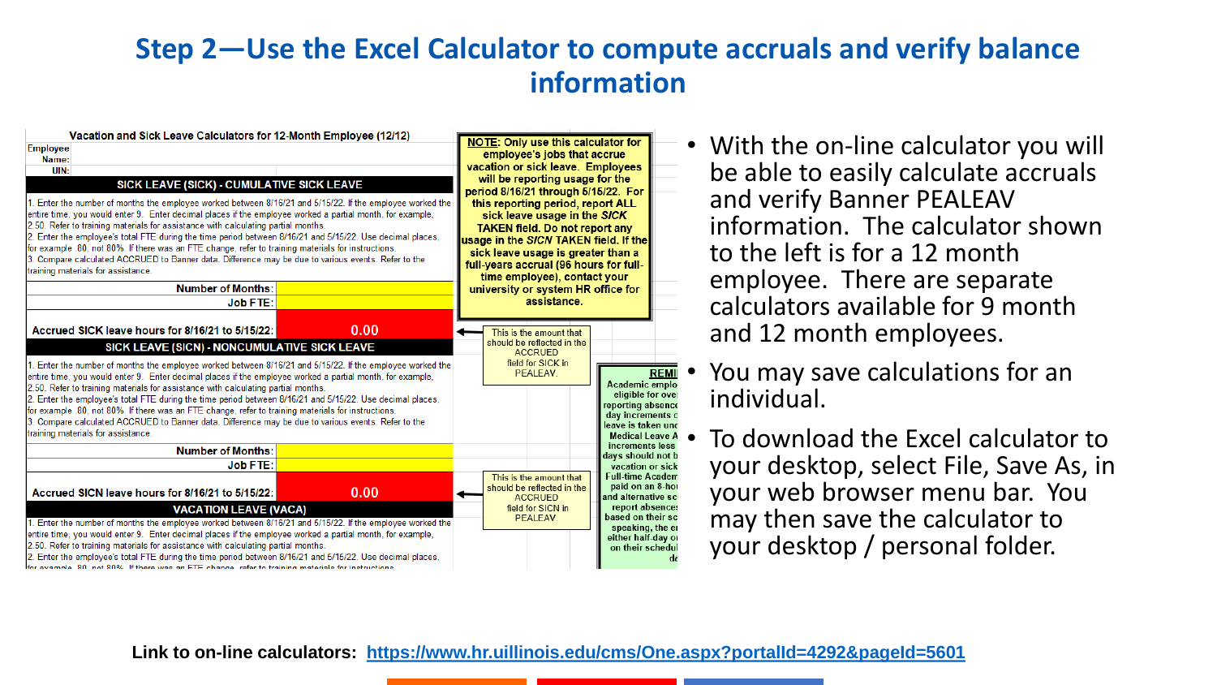# Step 2—Use the Excel Calculator to compute accruals and verify balance information

**Vacation and Sick Leave Calculators for 12-Month Employee (12/12)**

Employee Name:

UIN:

**SICK LEAVE (SICK) - CUMULATIVE SICK LEAVE**

1. Enter the number of months the employee worked between 8/16/21 and 5/15/22. If the employee worked the entire time, you would enter 9. Enter decimal places if the employee worked a partial month, for example, 2.50. Refer to training materials for assistance with calculating partial months.
2. Enter the employee's total FTE during the time period between 8/16/21 and 5/15/22. Use decimal places, for example .80, not 80%. If there was an FTE change, refer to training materials for instructions.
3. Compare calculated ACCRUED to Banner data. Difference may be due to various events. Refer to the training materials for assistance.

| | |
|---|---|
| Number of Months: | |
| Job FTE: | |
| Accrued SICK leave hours for 8/16/21 to 5/15/22: | 0.00 |

This is the amount that should be reflected in the ACCRUED field for SICK in PEALEAV.

**SICK LEAVE (SICN) - NONCUMULATIVE SICK LEAVE**

1. Enter the number of months the employee worked between 8/16/21 and 5/15/22. If the employee worked the entire time, you would enter 9. Enter decimal places if the employee worked a partial month, for example, 2.50. Refer to training materials for assistance with calculating partial months.
2. Enter the employee's total FTE during the time period between 8/16/21 and 5/15/22. Use decimal places, for example .80, not 80%. If there was an FTE change, refer to training materials for instructions.
3. Compare calculated ACCRUED to Banner data. Difference may be due to various events. Refer to the training materials for assistance.

| | |
|---|---|
| Number of Months: | |
| Job FTE: | |
| Accrued SICN leave hours for 8/16/21 to 5/15/22: | 0.00 |

This is the amount that should be reflected in the ACCRUED field for SICN in PEALEAV.

**VACATION LEAVE (VACA)**

1. Enter the number of months the employee worked between 8/16/21 and 5/15/22. If the employee worked the entire time, you would enter 9. Enter decimal places if the employee worked a partial month, for example, 2.50. Refer to training materials for assistance with calculating partial months.
2. Enter the employee's total FTE during the time period between 8/16/21 and 5/15/22. Use decimal places, for example .80, not 80%. If there was an FTE change, refer to training materials for instructions.

**NOTE:** Only use this calculator for employee's jobs that accrue vacation or sick leave. Employees will be reporting usage for the period 8/16/21 through 5/15/22. For this reporting period, report ALL sick leave usage in the *SICK* TAKEN field. Do not report any usage in the *SICN* TAKEN field. If the sick leave usage is greater than a full-years accrual (96 hours for full-time employee), contact your university or system HR office for assistance.

**REMI**

Academic emplo eligible for ove reporting absence day increments c leave is taken unc Medical Leave A increments less days should not b vacation or sick Full-time Academ paid on an 8-hou and alternative sc report absences based on their sc speaking, the e either half-day o on their schedul d

- With the on-line calculator you will be able to easily calculate accruals and verify Banner PEALEAV information. The calculator shown to the left is for a 12 month employee. There are separate calculators available for 9 month and 12 month employees.
- You may save calculations for an individual.
- To download the Excel calculator to your desktop, select File, Save As, in your web browser menu bar. You may then save the calculator to your desktop / personal folder.

**Link to on-line calculators:** https://www.hr.uillinois.edu/cms/One.aspx?portalId=4292&pageId=5601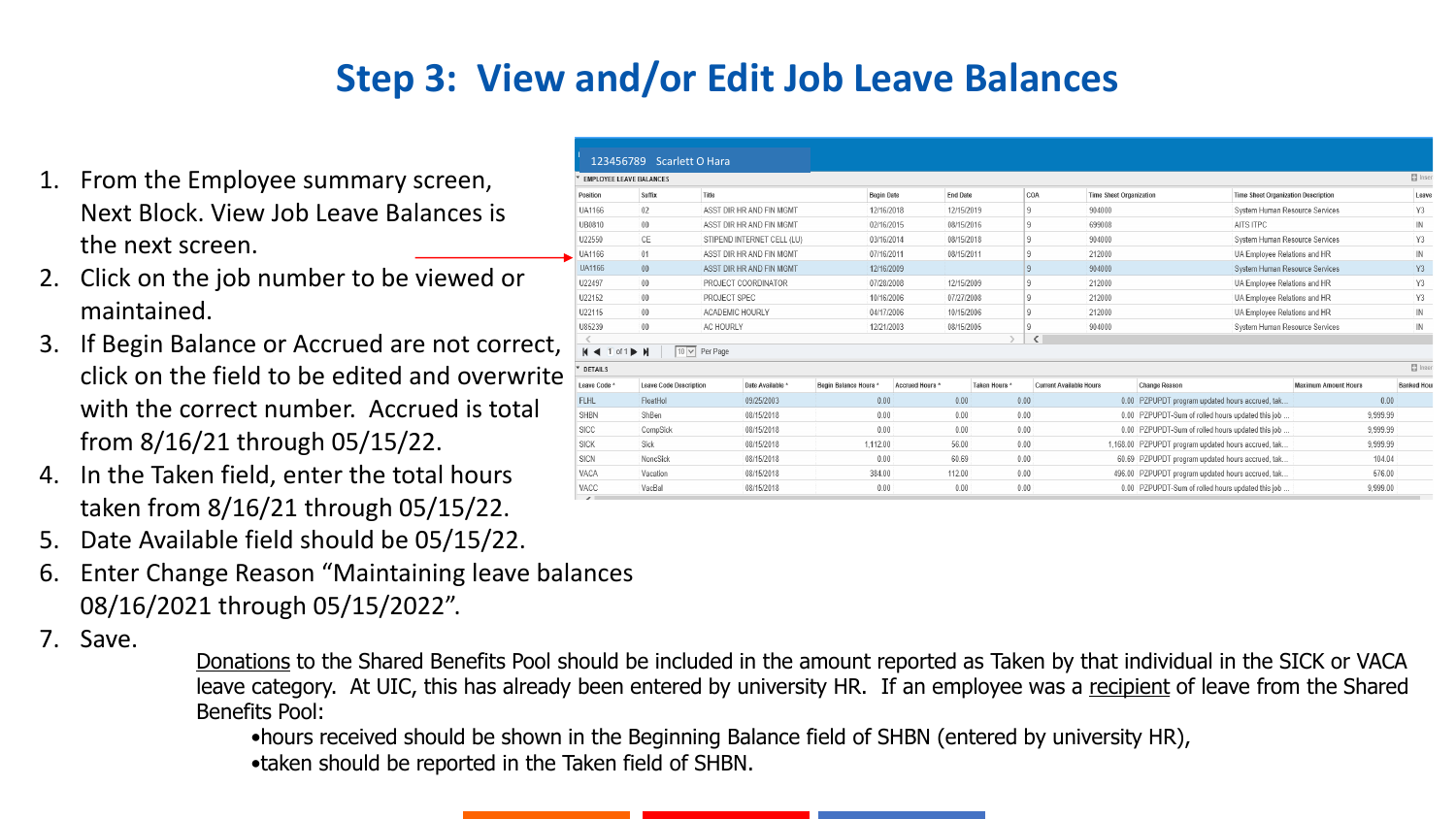# Step 3: View and/or Edit Job Leave Balances

1. From the Employee summary screen, Next Block. View Job Leave Balances is the next screen.
2. Click on the job number to be viewed or maintained.
3. If Begin Balance or Accrued are not correct, click on the field to be edited and overwrite with the correct number. Accrued is total from 8/16/21 through 05/15/22.
4. In the Taken field, enter the total hours taken from 8/16/21 through 05/15/22.
5. Date Available field should be 05/15/22.
6. Enter Change Reason "Maintaining leave balances 08/16/2021 through 05/15/2022".
7. Save.

123456789 Scarlett O Hara

EMPLOYEE LEAVE BALANCES

| Position | Suffix | Title | Begin Date | End Date | COA | Time Sheet Organization | Time Sheet Organization Description | Leave |
|---|---|---|---|---|---|---|---|---|
| UA1166 | 02 | ASST DIR HR AND FIN MGMT | 12/16/2018 | 12/15/2019 | 9 | 904000 | System Human Resource Services | Y3 |
| UB0810 | 00 | ASST DIR HR AND FIN MGMT | 02/16/2015 | 08/15/2016 | 9 | 699008 | AITS ITPC | IN |
| U22550 | CE | STIPEND INTERNET CELL (LU) | 03/16/2014 | 08/15/2018 | 9 | 904000 | System Human Resource Services | Y3 |
| UA1166 | 01 | ASST DIR HR AND FIN MGMT | 07/16/2011 | 08/15/2011 | 9 | 212000 | UA Employee Relations and HR | IN |
| UA1166 | 00 | ASST DIR HR AND FIN MGMT | 12/16/2009 | | 9 | 904000 | System Human Resource Services | Y3 |
| U22497 | 00 | PROJECT COORDINATOR | 07/28/2008 | 12/15/2009 | 9 | 212000 | UA Employee Relations and HR | Y3 |
| U22152 | 00 | PROJECT SPEC | 10/16/2006 | 07/27/2008 | 9 | 212000 | UA Employee Relations and HR | Y3 |
| U22115 | 00 | ACADEMIC HOURLY | 04/17/2006 | 10/15/2006 | 9 | 212000 | UA Employee Relations and HR | IN |
| U85239 | 00 | AC HOURLY | 12/21/2003 | 08/15/2005 | 9 | 904000 | System Human Resource Services | IN |

1 of 1 | 10 Per Page

DETAILS

| Leave Code * | Leave Code Description | Date Available * | Begin Balance Hours * | Accrued Hours * | Taken Hours * | Current Available Hours | Change Reason | Maximum Amount Hours | Banked Hou |
|---|---|---|---|---|---|---|---|---|---|
| FLHL | FloatHol | 09/25/2003 | 0.00 | 0.00 | 0.00 | 0.00 | PZPUPDT program updated hours accrued, tak... | 0.00 | |
| SHBN | ShBen | 08/15/2018 | 0.00 | 0.00 | 0.00 | 0.00 | PZPUPDT-Sum of rolled hours updated this job ... | 9,999.99 | |
| SICC | CompSick | 08/15/2018 | 0.00 | 0.00 | 0.00 | 0.00 | PZPUPDT-Sum of rolled hours updated this job ... | 9,999.99 | |
| SICK | Sick | 08/15/2018 | 1,112.00 | 56.00 | 0.00 | 1,168.00 | PZPUPDT program updated hours accrued, tak... | 9,999.99 | |
| SICN | NonccSick | 08/15/2018 | 0.00 | 60.69 | 0.00 | 60.69 | PZPUPDT program updated hours accrued, tak... | 104.04 | |
| VACA | Vacation | 08/15/2018 | 384.00 | 112.00 | 0.00 | 496.00 | PZPUPDT program updated hours accrued, tak... | 576.00 | |
| VACC | VacBal | 08/15/2018 | 0.00 | 0.00 | 0.00 | 0.00 | PZPUPDT-Sum of rolled hours updated this job ... | 9,999.00 | |

<u>Donations</u> to the Shared Benefits Pool should be included in the amount reported as Taken by that individual in the SICK or VACA leave category. At UIC, this has already been entered by university HR. If an employee was a <u>recipient</u> of leave from the Shared Benefits Pool:

- hours received should be shown in the Beginning Balance field of SHBN (entered by university HR),
- taken should be reported in the Taken field of SHBN.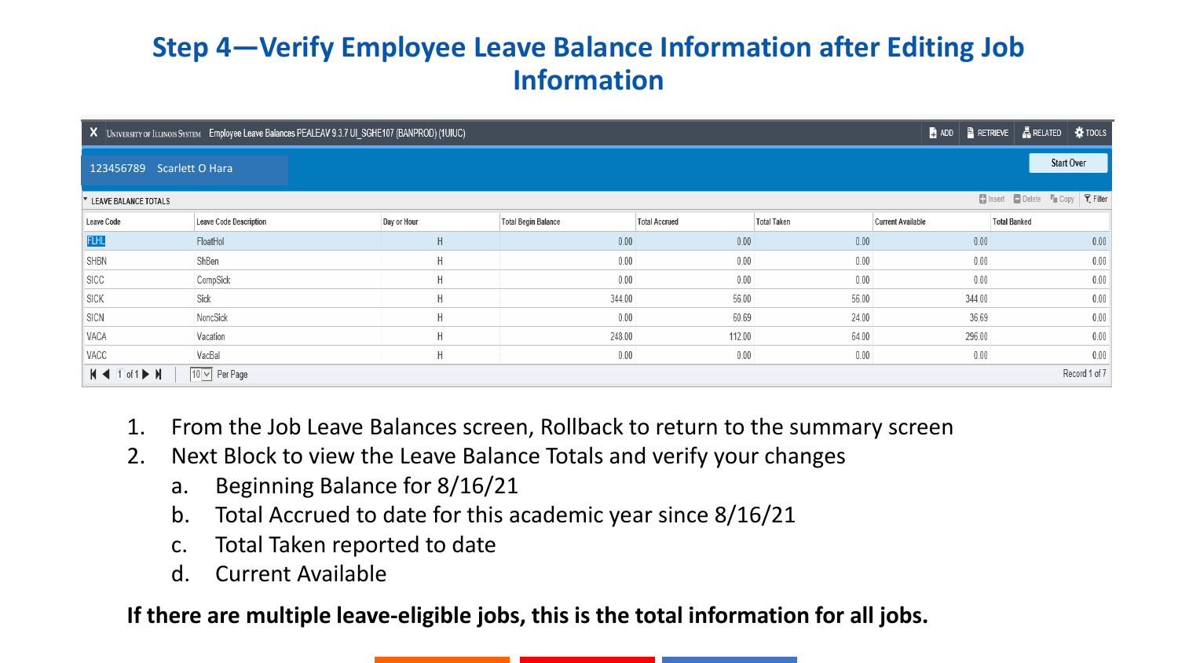# Step 4—Verify Employee Leave Balance Information after Editing Job Information

X UNIVERSITY OF ILLINOIS SYSTEM Employee Leave Balances PEALEAV 9.3.7 UI_SGHE107 (BANPROD) (1UIUC)

ADD | RETRIEVE | RELATED | TOOLS

123456789 Scarlett O Hara

Start Over

LEAVE BALANCE TOTALS

Insert | Delete | Copy | Filter

| Leave Code | Leave Code Description | Day or Hour | Total Begin Balance | Total Accrued | Total Taken | Current Available | Total Banked |
|---|---|---|---|---|---|---|---|
| FLHL | FloatHol | H | 0.00 | 0.00 | 0.00 | 0.00 | 0.00 |
| SHBN | ShBen | H | 0.00 | 0.00 | 0.00 | 0.00 | 0.00 |
| SICC | CompSick | H | 0.00 | 0.00 | 0.00 | 0.00 | 0.00 |
| SICK | Sick | H | 344.00 | 56.00 | 56.00 | 344.00 | 0.00 |
| SICN | NoncSick | H | 0.00 | 60.69 | 24.00 | 36.69 | 0.00 |
| VACA | Vacation | H | 248.00 | 112.00 | 64.00 | 296.00 | 0.00 |
| VACC | VacBal | H | 0.00 | 0.00 | 0.00 | 0.00 | 0.00 |

1 of 1 | 10 Per Page | Record 1 of 7

1. From the Job Leave Balances screen, Rollback to return to the summary screen
2. Next Block to view the Leave Balance Totals and verify your changes
   a. Beginning Balance for 8/16/21
   b. Total Accrued to date for this academic year since 8/16/21
   c. Total Taken reported to date
   d. Current Available

**If there are multiple leave-eligible jobs, this is the total information for all jobs.**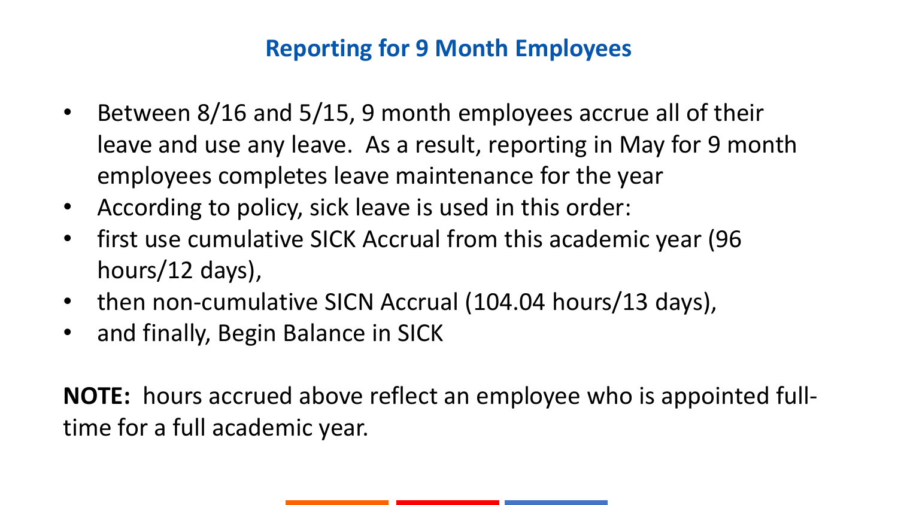## Reporting for 9 Month Employees

- Between 8/16 and 5/15, 9 month employees accrue all of their leave and use any leave. As a result, reporting in May for 9 month employees completes leave maintenance for the year
- According to policy, sick leave is used in this order:
- first use cumulative SICK Accrual from this academic year (96 hours/12 days),
- then non-cumulative SICN Accrual (104.04 hours/13 days),
- and finally, Begin Balance in SICK

**NOTE:** hours accrued above reflect an employee who is appointed full-time for a full academic year.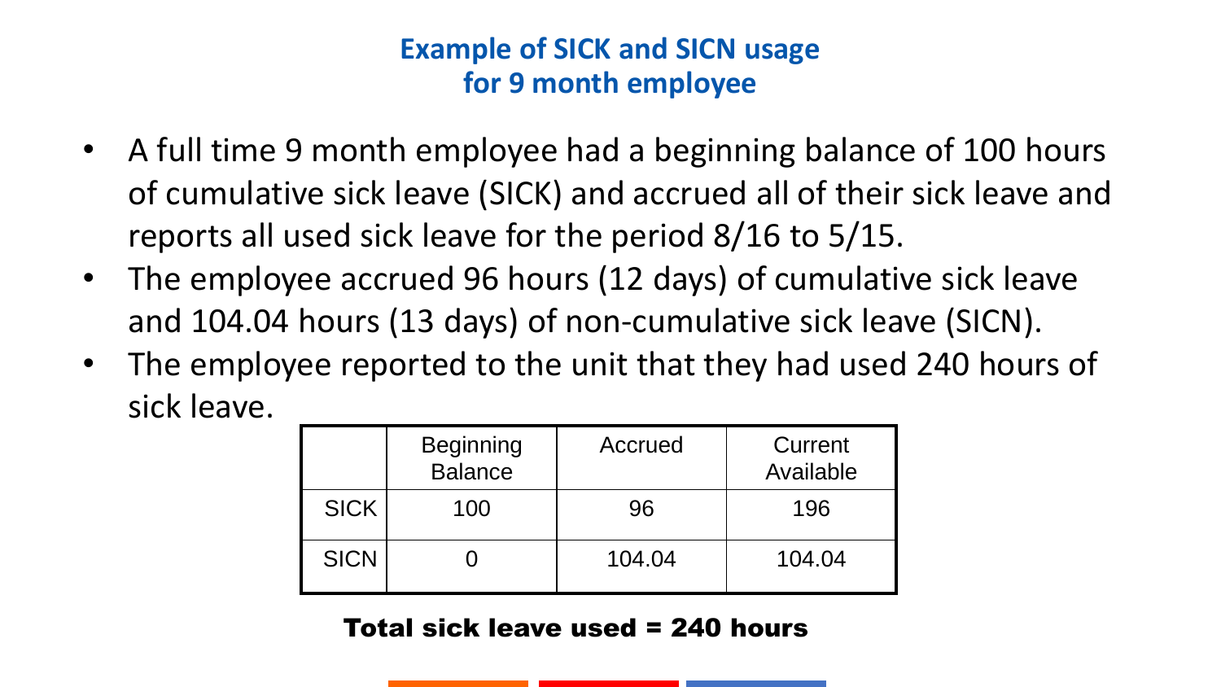## Example of SICK and SICN usage for 9 month employee

- A full time 9 month employee had a beginning balance of 100 hours of cumulative sick leave (SICK) and accrued all of their sick leave and reports all used sick leave for the period 8/16 to 5/15.
- The employee accrued 96 hours (12 days) of cumulative sick leave and 104.04 hours (13 days) of non-cumulative sick leave (SICN).
- The employee reported to the unit that they had used 240 hours of sick leave.

| | Beginning Balance | Accrued | Current Available |
|---|---|---|---|
| SICK | 100 | 96 | 196 |
| SICN | 0 | 104.04 | 104.04 |

**Total sick leave used = 240 hours**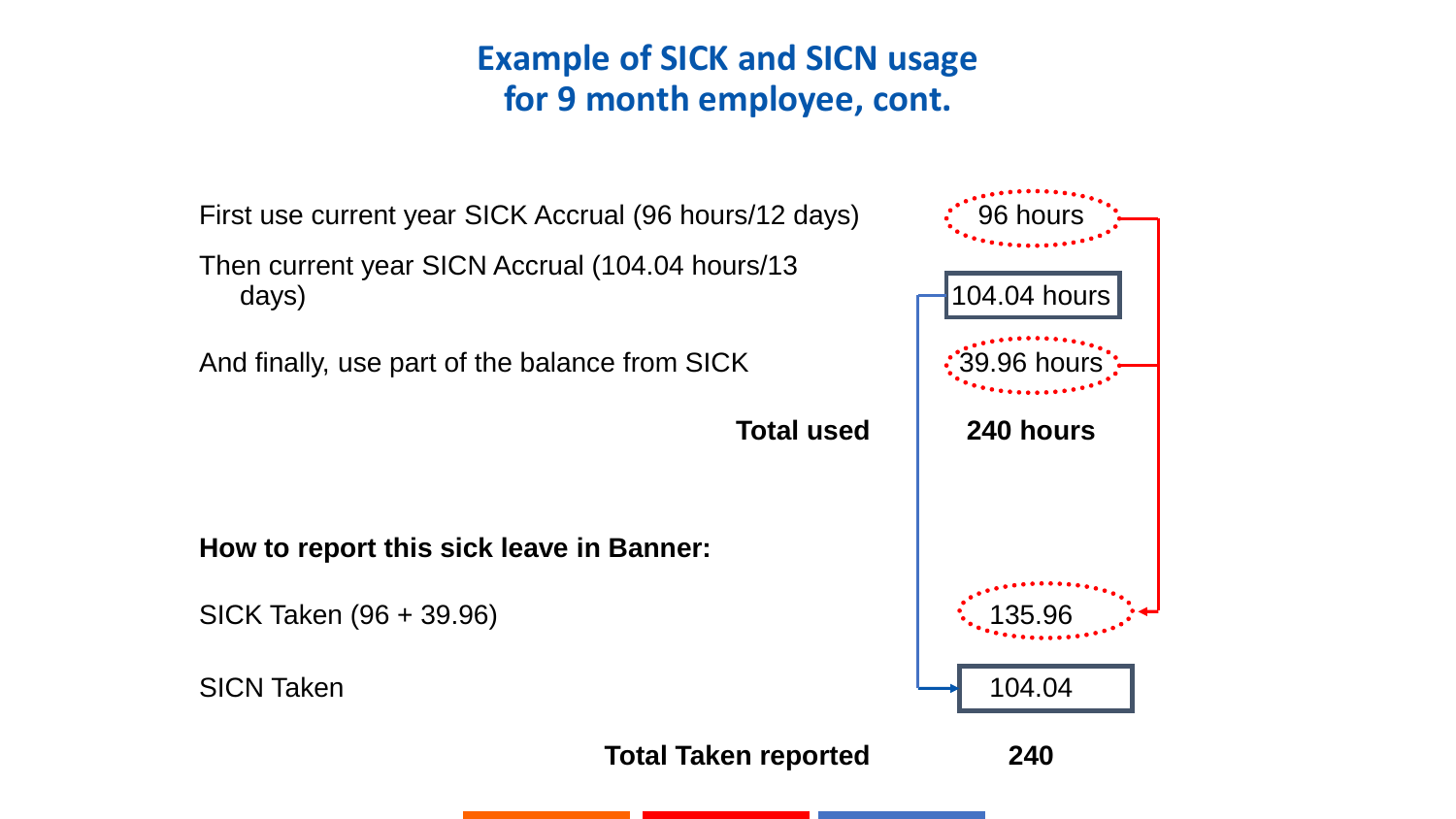# Example of SICK and SICN usage for 9 month employee, cont.

| | |
|---|---|
| First use current year SICK Accrual (96 hours/12 days) | 96 hours |
| Then current year SICN Accrual (104.04 hours/13 days) | 104.04 hours |
| And finally, use part of the balance from SICK | 39.96 hours |
| **Total used** | **240 hours** |

**How to report this sick leave in Banner:**

| | |
|---|---|
| SICK Taken (96 + 39.96) | 135.96 |
| SICN Taken | 104.04 |
| **Total Taken reported** | **240** |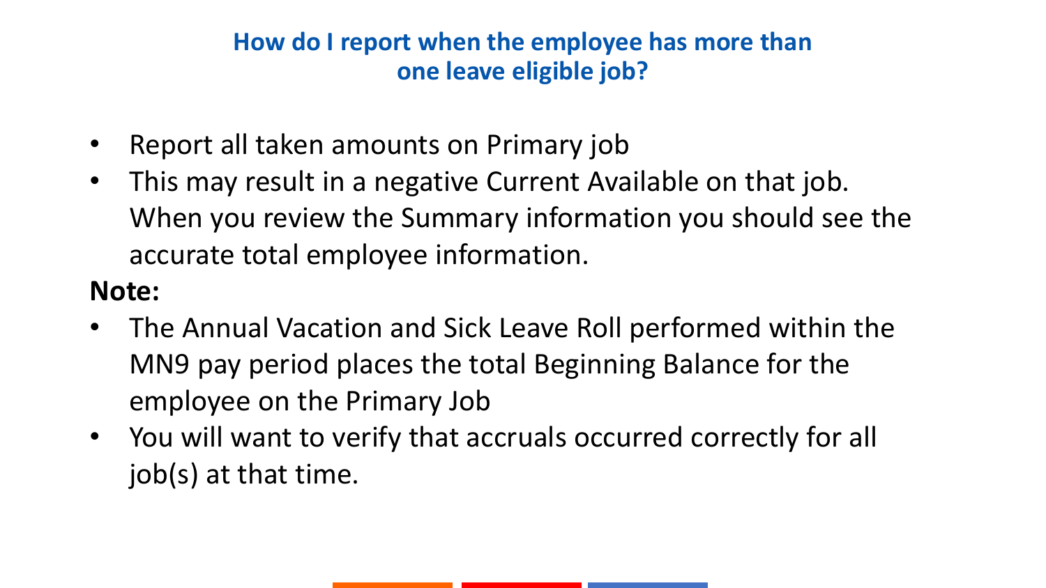## How do I report when the employee has more than one leave eligible job?

- Report all taken amounts on Primary job
- This may result in a negative Current Available on that job. When you review the Summary information you should see the accurate total employee information.

**Note:**

- The Annual Vacation and Sick Leave Roll performed within the MN9 pay period places the total Beginning Balance for the employee on the Primary Job
- You will want to verify that accruals occurred correctly for all job(s) at that time.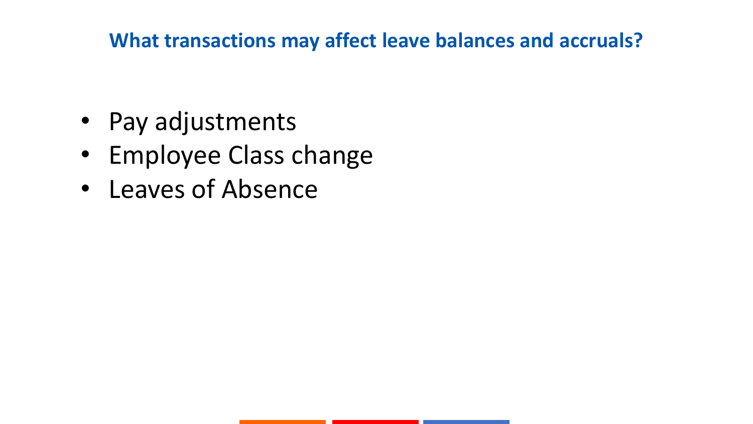## What transactions may affect leave balances and accruals?

- Pay adjustments
- Employee Class change
- Leaves of Absence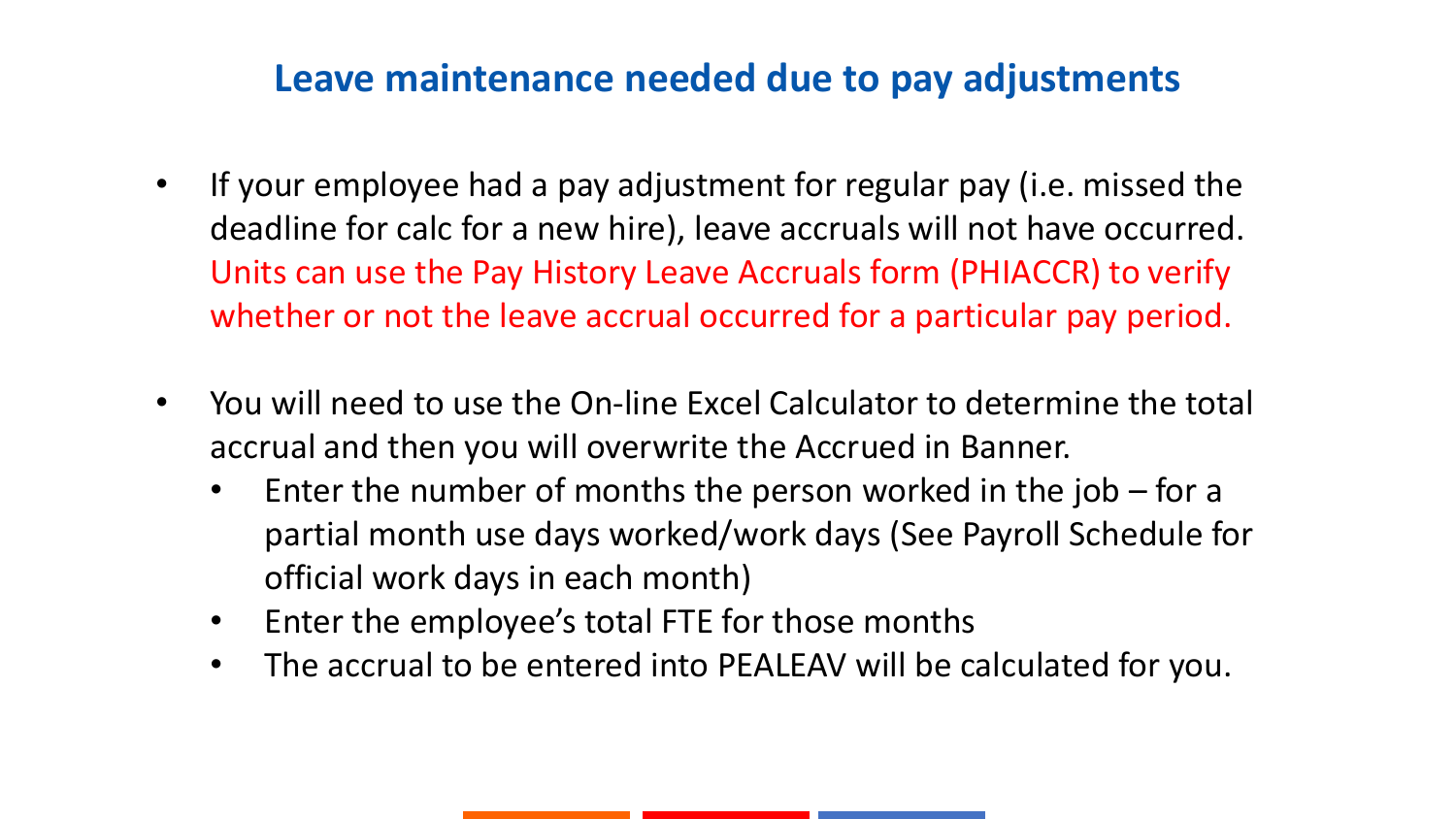## Leave maintenance needed due to pay adjustments

- If your employee had a pay adjustment for regular pay (i.e. missed the deadline for calc for a new hire), leave accruals will not have occurred. Units can use the Pay History Leave Accruals form (PHIACCR) to verify whether or not the leave accrual occurred for a particular pay period.
- You will need to use the On-line Excel Calculator to determine the total accrual and then you will overwrite the Accrued in Banner.
  - Enter the number of months the person worked in the job – for a partial month use days worked/work days (See Payroll Schedule for official work days in each month)
  - Enter the employee's total FTE for those months
  - The accrual to be entered into PEALEAV will be calculated for you.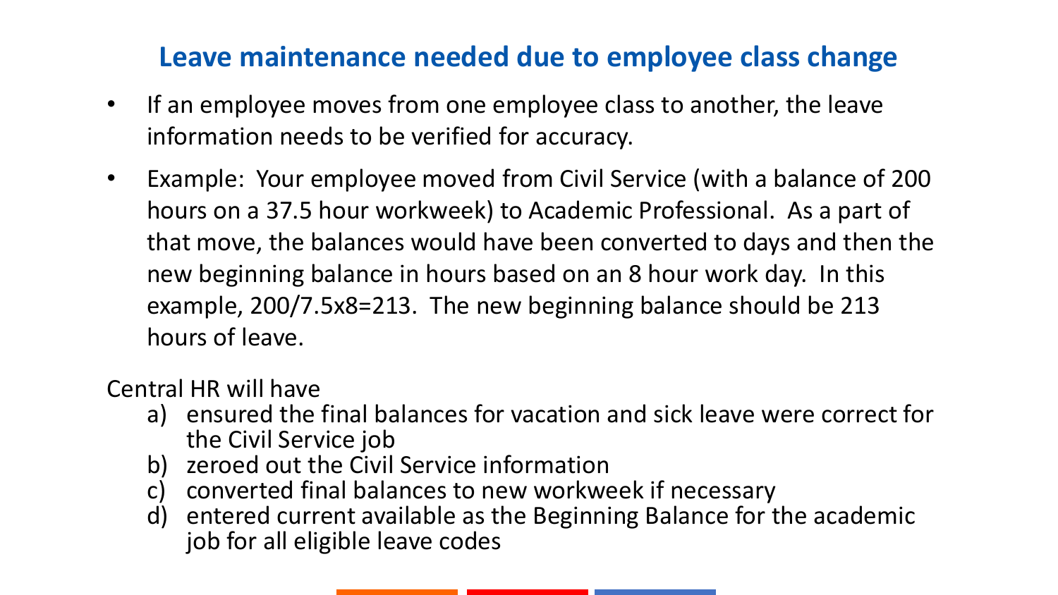## Leave maintenance needed due to employee class change

- If an employee moves from one employee class to another, the leave information needs to be verified for accuracy.
- Example: Your employee moved from Civil Service (with a balance of 200 hours on a 37.5 hour workweek) to Academic Professional. As a part of that move, the balances would have been converted to days and then the new beginning balance in hours based on an 8 hour work day. In this example, 200/7.5x8=213. The new beginning balance should be 213 hours of leave.

Central HR will have

a) ensured the final balances for vacation and sick leave were correct for the Civil Service job
b) zeroed out the Civil Service information
c) converted final balances to new workweek if necessary
d) entered current available as the Beginning Balance for the academic job for all eligible leave codes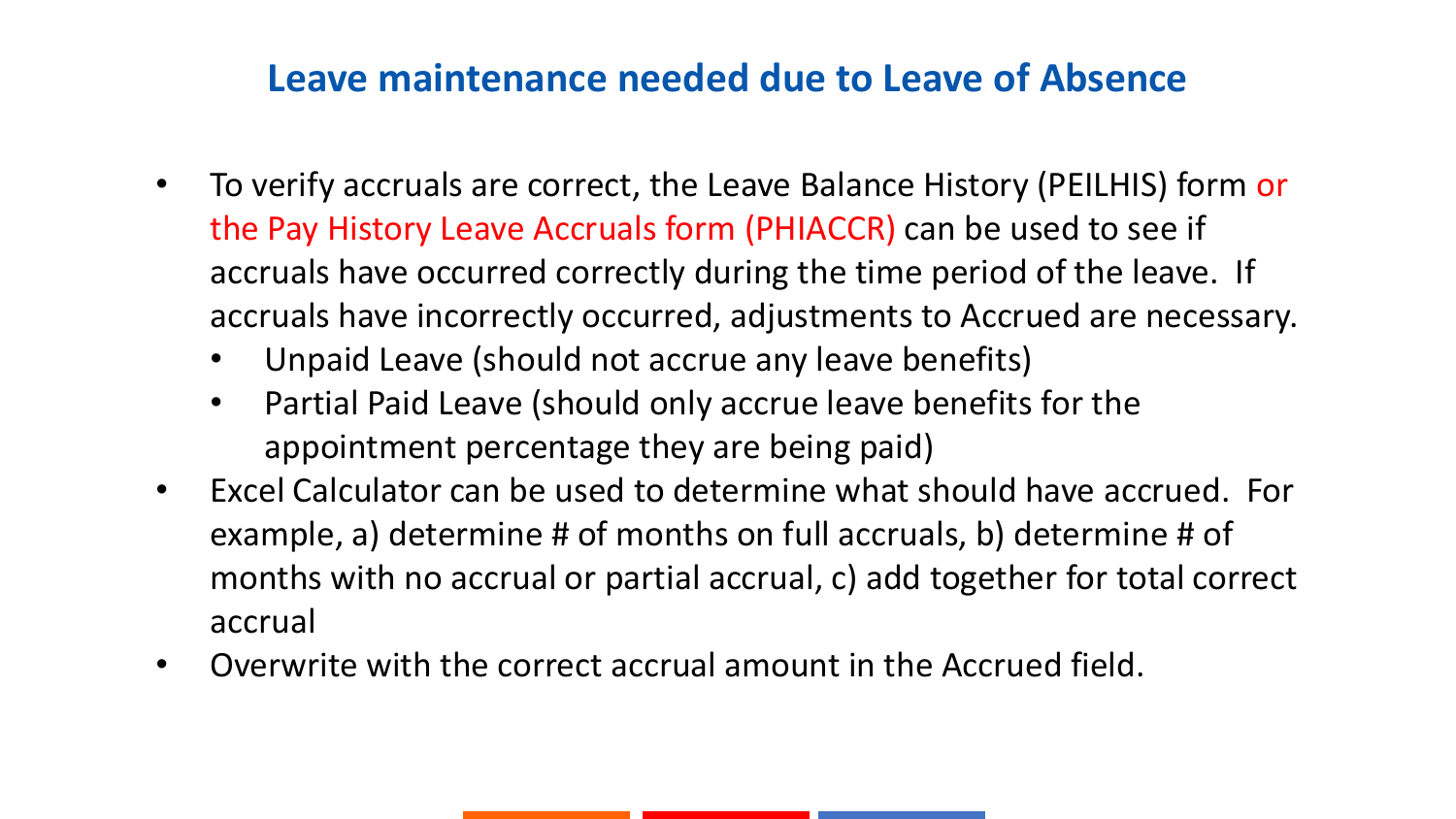## Leave maintenance needed due to Leave of Absence

- To verify accruals are correct, the Leave Balance History (PEILHIS) form or the Pay History Leave Accruals form (PHIACCR) can be used to see if accruals have occurred correctly during the time period of the leave. If accruals have incorrectly occurred, adjustments to Accrued are necessary.
  - Unpaid Leave (should not accrue any leave benefits)
  - Partial Paid Leave (should only accrue leave benefits for the appointment percentage they are being paid)
- Excel Calculator can be used to determine what should have accrued. For example, a) determine # of months on full accruals, b) determine # of months with no accrual or partial accrual, c) add together for total correct accrual
- Overwrite with the correct accrual amount in the Accrued field.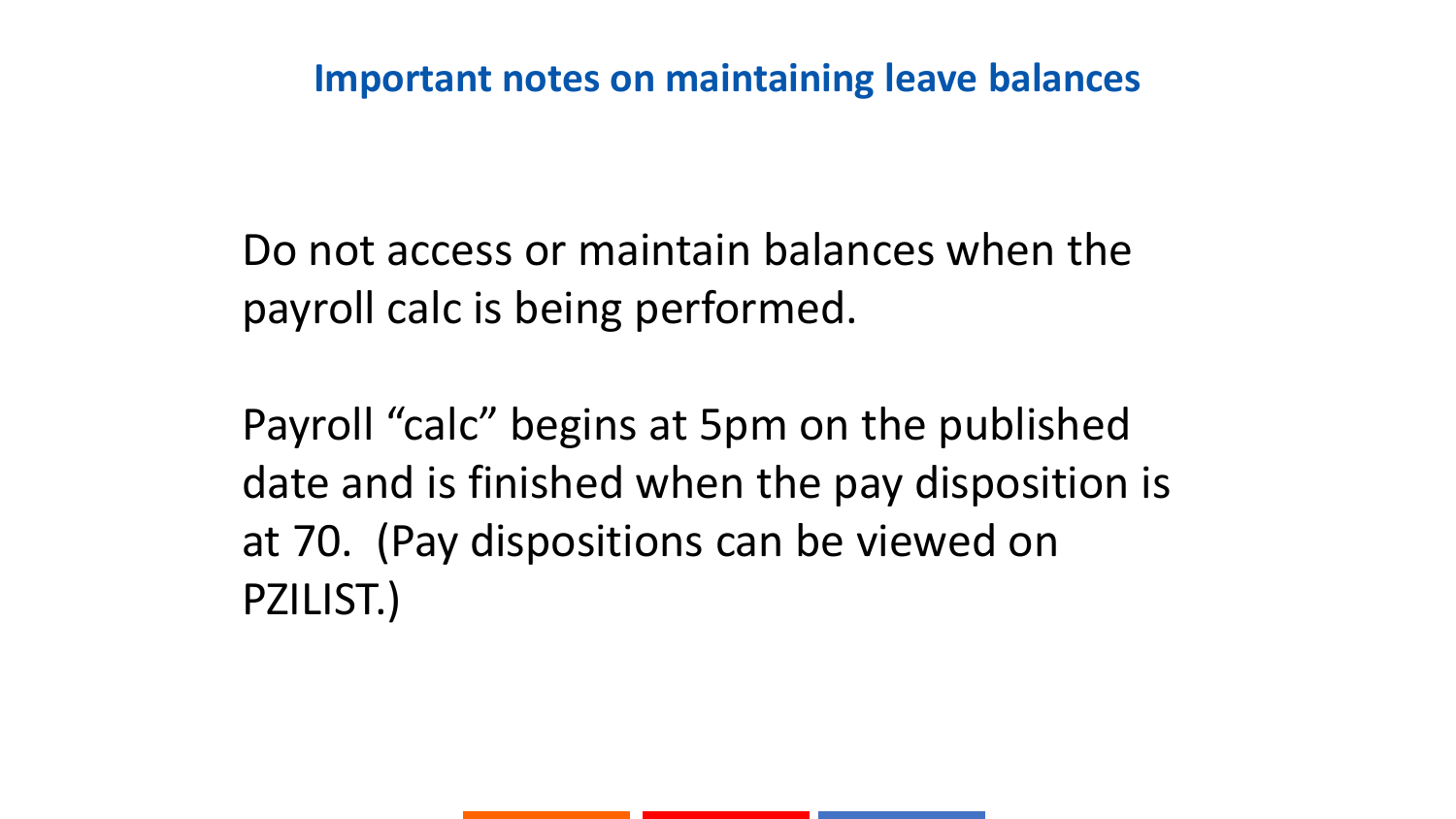## Important notes on maintaining leave balances

Do not access or maintain balances when the payroll calc is being performed.

Payroll “calc” begins at 5pm on the published date and is finished when the pay disposition is at 70. (Pay dispositions can be viewed on PZILIST.)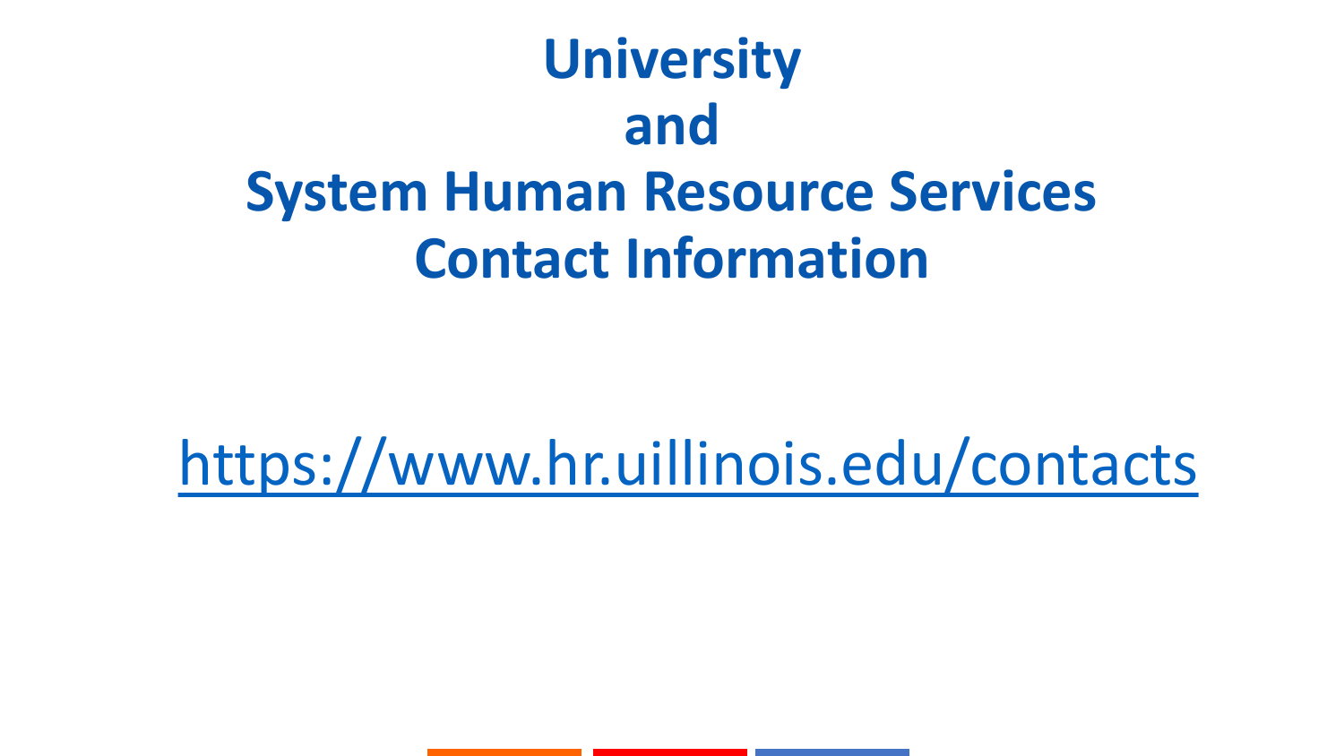# University and System Human Resource Services Contact Information

https://www.hr.uillinois.edu/contacts